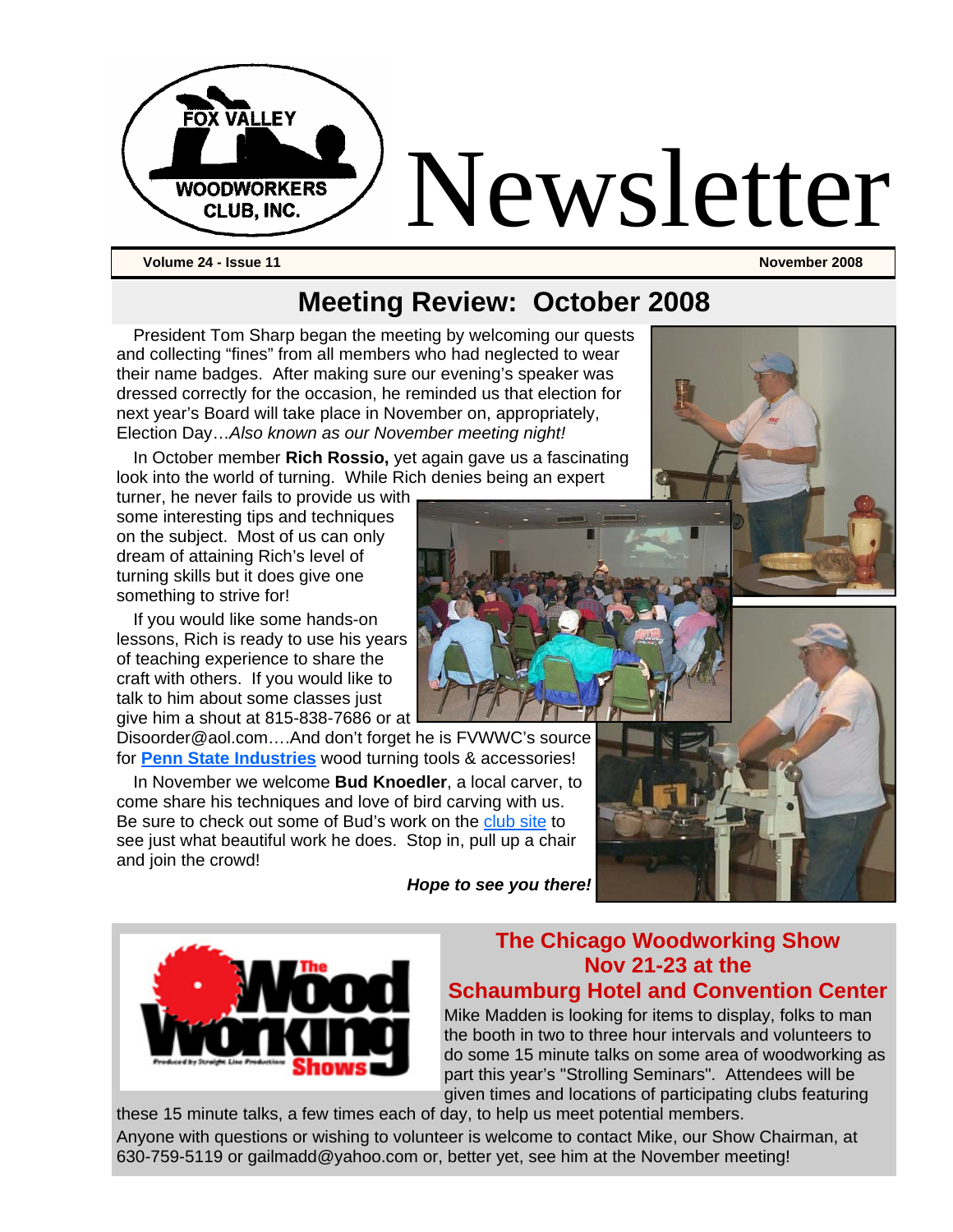# Fox Valley Woodworkers Club, Inc. Newsletter

**Volume 24 - Issue 11** | **November 2008**

## Meeting Review: October 2008

President Tom Sharp began the meeting by welcoming our quests and collecting "fines" from all members who had neglected to wear their name badges. After making sure our evening's speaker was dressed correctly for the occasion, he reminded us that election for next year's Board will take place in November on, appropriately, Election Day…*Also known as our November meeting night!*

In October member **Rich Rossio,** yet again gave us a fascinating look into the world of turning. While Rich denies being an expert turner, he never fails to provide us with some interesting tips and techniques on the subject. Most of us can only dream of attaining Rich's level of turning skills but it does give one something to strive for!

If you would like some hands-on lessons, Rich is ready to use his years of teaching experience to share the craft with others. If you would like to talk to him about some classes just give him a shout at 815-838-7686 or at Disoorder@aol.com….And don't forget he is FVWWC's source for **Penn State Industries** wood turning tools & accessories!

In November we welcome **Bud Knoedler**, a local carver, to come share his techniques and love of bird carving with us. Be sure to check out some of Bud's work on the club site to see just what beautiful work he does. Stop in, pull up a chair and join the crowd!

***Hope to see you there!***

## The Chicago Woodworking Show Nov 21-23 at the Schaumburg Hotel and Convention Center

Mike Madden is looking for items to display, folks to man the booth in two to three hour intervals and volunteers to do some 15 minute talks on some area of woodworking as part this year's "Strolling Seminars". Attendees will be given times and locations of participating clubs featuring these 15 minute talks, a few times each of day, to help us meet potential members.

Anyone with questions or wishing to volunteer is welcome to contact Mike, our Show Chairman, at 630-759-5119 or gailmadd@yahoo.com or, better yet, see him at the November meeting!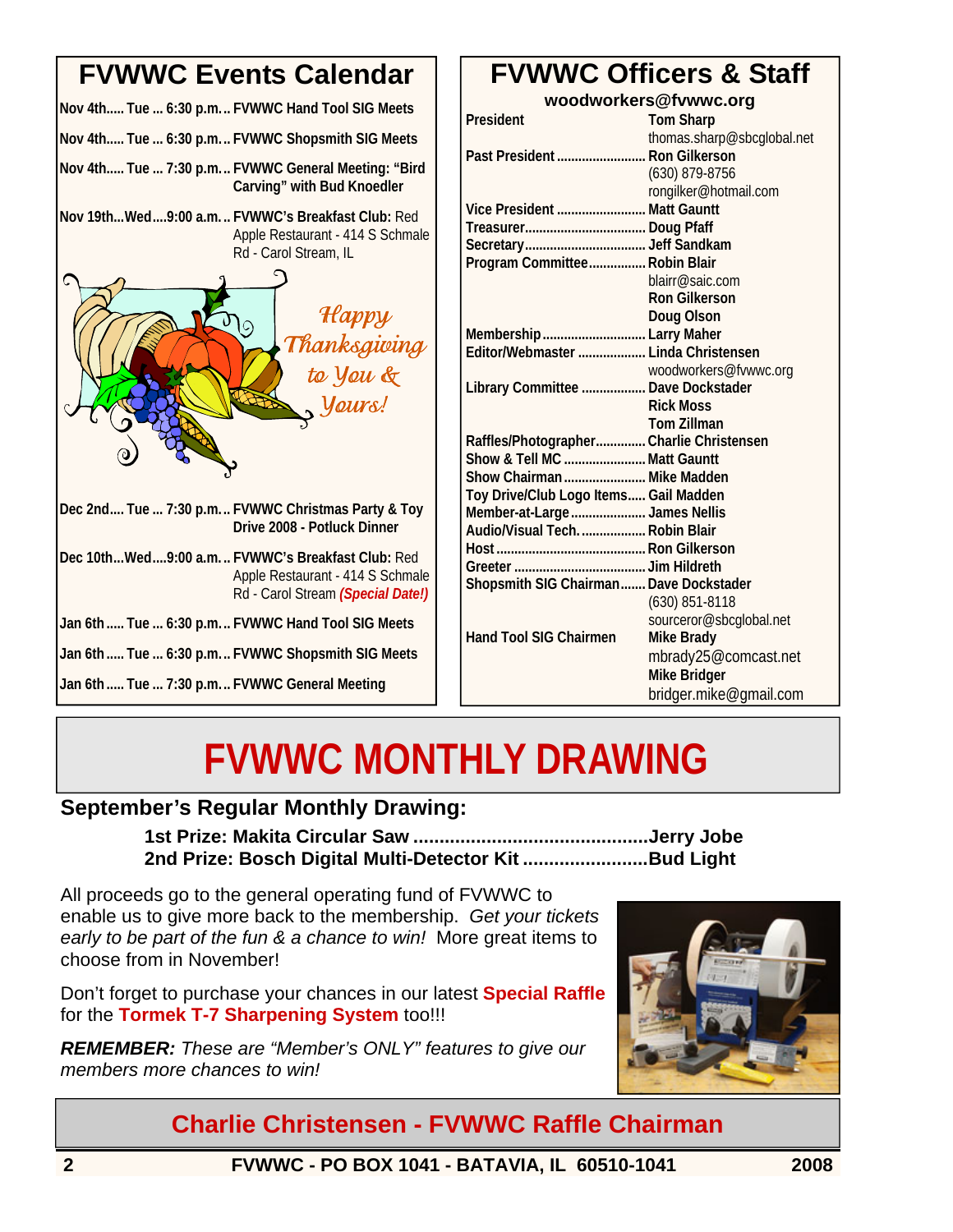## FVWWC Events Calendar

**Nov 4th..... Tue ... 6:30 p.m... FVWWC Hand Tool SIG Meets**

**Nov 4th..... Tue ... 6:30 p.m... FVWWC Shopsmith SIG Meets**

**Nov 4th..... Tue ... 7:30 p.m... FVWWC General Meeting: "Bird Carving" with Bud Knoedler**

**Nov 19th...Wed....9:00 a.m... FVWWC's Breakfast Club:** Red Apple Restaurant - 414 S Schmale Rd - Carol Stream, IL

*Happy Thanksgiving to You & Yours!*

**Dec 2nd.... Tue ... 7:30 p.m... FVWWC Christmas Party & Toy Drive 2008 - Potluck Dinner**

**Dec 10th...Wed....9:00 a.m... FVWWC's Breakfast Club:** Red Apple Restaurant - 414 S Schmale Rd - Carol Stream ***(Special Date!)***

**Jan 6th ..... Tue ... 6:30 p.m... FVWWC Hand Tool SIG Meets**

**Jan 6th ..... Tue ... 6:30 p.m... FVWWC Shopsmith SIG Meets**

**Jan 6th ..... Tue ... 7:30 p.m... FVWWC General Meeting**

## FVWWC Officers & Staff

**woodworkers@fvwwc.org**

| Position | Name / Contact |
|---|---|
| President | **Tom Sharp**, thomas.sharp@sbcglobal.net |
| Past President | **Ron Gilkerson**, (630) 879-8756, rongilker@hotmail.com |
| Vice President | **Matt Gauntt** |
| Treasurer | **Doug Pfaff** |
| Secretary | **Jeff Sandkam** |
| Program Committee | **Robin Blair**, blairr@saic.com; **Ron Gilkerson**; **Doug Olson** |
| Membership | **Larry Maher** |
| Editor/Webmaster | **Linda Christensen**, woodworkers@fvwwc.org |
| Library Committee | **Dave Dockstader**; **Rick Moss**; **Tom Zillman** |
| Raffles/Photographer | **Charlie Christensen** |
| Show & Tell MC | **Matt Gauntt** |
| Show Chairman | **Mike Madden** |
| Toy Drive/Club Logo Items | **Gail Madden** |
| Member-at-Large | **James Nellis** |
| Audio/Visual Tech. | **Robin Blair** |
| Host | **Ron Gilkerson** |
| Greeter | **Jim Hildreth** |
| Shopsmith SIG Chairman | **Dave Dockstader**, (630) 851-8118, sourceror@sbcglobal.net |
| Hand Tool SIG Chairmen | **Mike Brady**, mbrady25@comcast.net; **Mike Bridger**, bridger.mike@gmail.com |

# FVWWC MONTHLY DRAWING

### September's Regular Monthly Drawing:

**1st Prize: Makita Circular Saw ............................................Jerry Jobe**
**2nd Prize: Bosch Digital Multi-Detector Kit ........................Bud Light**

All proceeds go to the general operating fund of FVWWC to enable us to give more back to the membership. *Get your tickets early to be part of the fun & a chance to win!* More great items to choose from in November!

Don't forget to purchase your chances in our latest **Special Raffle** for the **Tormek T-7 Sharpening System** too!!!

***REMEMBER:*** *These are "Member's ONLY" features to give our members more chances to win!*

## Charlie Christensen - FVWWC Raffle Chairman

**FVWWC - PO BOX 1041 - BATAVIA, IL 60510-1041** **2008**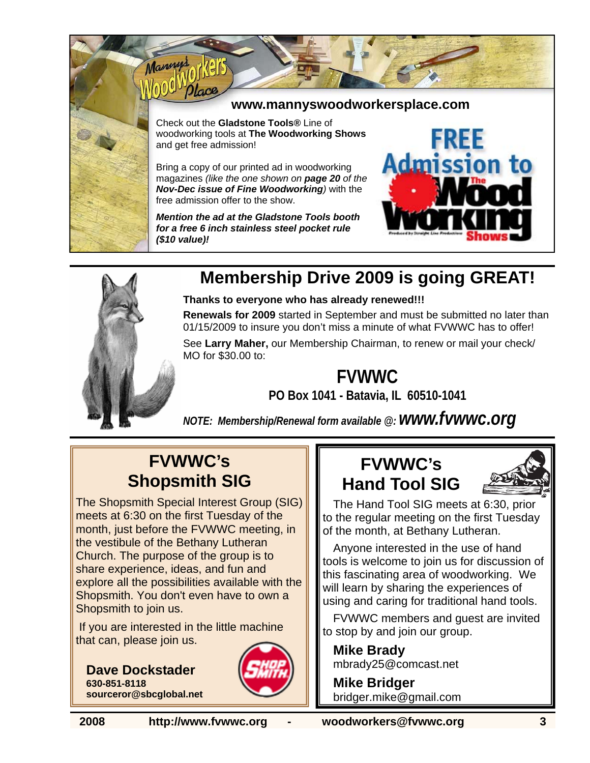Manny's Woodworkers Place

**www.mannyswoodworkersplace.com**

Check out the **Gladstone Tools®** Line of woodworking tools at **The Woodworking Shows** and get free admission!

Bring a copy of our printed ad in woodworking magazines *(like the one shown on **page 20** of the **Nov-Dec issue of Fine Woodworking**)* with the free admission offer to the show.

***Mention the ad at the Gladstone Tools booth for a free 6 inch stainless steel pocket rule ($10 value)!***

FREE Admission to The Wood Working Shows

## Membership Drive 2009 is going GREAT!

**Thanks to everyone who has already renewed!!!**

**Renewals for 2009** started in September and must be submitted no later than 01/15/2009 to insure you don't miss a minute of what FVWWC has to offer!

See **Larry Maher,** our Membership Chairman, to renew or mail your check/ MO for $30.00 to:

**FVWWC**
**PO Box 1041 - Batavia, IL 60510-1041**

*NOTE: Membership/Renewal form available @:* ***www.fvwwc.org***

## FVWWC's Shopsmith SIG

The Shopsmith Special Interest Group (SIG) meets at 6:30 on the first Tuesday of the month, just before the FVWWC meeting, in the vestibule of the Bethany Lutheran Church. The purpose of the group is to share experience, ideas, and fun and explore all the possibilities available with the Shopsmith. You don't even have to own a Shopsmith to join us.

If you are interested in the little machine that can, please join us.

**Dave Dockstader**
**630-851-8118**
**sourceror@sbcglobal.net**

## FVWWC's Hand Tool SIG

The Hand Tool SIG meets at 6:30, prior to the regular meeting on the first Tuesday of the month, at Bethany Lutheran.

Anyone interested in the use of hand tools is welcome to join us for discussion of this fascinating area of woodworking. We will learn by sharing the experiences of using and caring for traditional hand tools.

FVWWC members and guest are invited to stop by and join our group.

**Mike Brady**
mbrady25@comcast.net

**Mike Bridger**
bridger.mike@gmail.com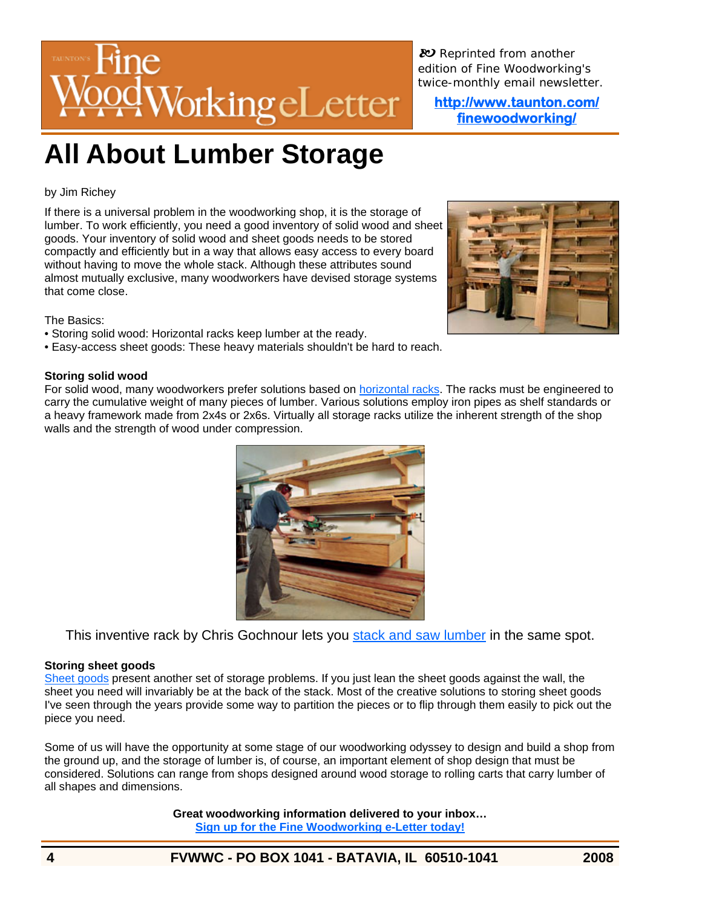Fine WoodWorking eLetter

Reprinted from another edition of Fine Woodworking's twice-monthly email newsletter.

http://www.taunton.com/finewoodworking/

# All About Lumber Storage

by Jim Richey

If there is a universal problem in the woodworking shop, it is the storage of lumber. To work efficiently, you need a good inventory of solid wood and sheet goods. Your inventory of solid wood and sheet goods needs to be stored compactly and efficiently but in a way that allows easy access to every board without having to move the whole stack. Although these attributes sound almost mutually exclusive, many woodworkers have devised storage systems that come close.

The Basics:

- Storing solid wood: Horizontal racks keep lumber at the ready.
- Easy-access sheet goods: These heavy materials shouldn't be hard to reach.

**Storing solid wood**

For solid wood, many woodworkers prefer solutions based on horizontal racks. The racks must be engineered to carry the cumulative weight of many pieces of lumber. Various solutions employ iron pipes as shelf standards or a heavy framework made from 2x4s or 2x6s. Virtually all storage racks utilize the inherent strength of the shop walls and the strength of wood under compression.

This inventive rack by Chris Gochnour lets you stack and saw lumber in the same spot.

**Storing sheet goods**

Sheet goods present another set of storage problems. If you just lean the sheet goods against the wall, the sheet you need will invariably be at the back of the stack. Most of the creative solutions to storing sheet goods I've seen through the years provide some way to partition the pieces or to flip through them easily to pick out the piece you need.

Some of us will have the opportunity at some stage of our woodworking odyssey to design and build a shop from the ground up, and the storage of lumber is, of course, an important element of shop design that must be considered. Solutions can range from shops designed around wood storage to rolling carts that carry lumber of all shapes and dimensions.

**Great woodworking information delivered to your inbox…**

**Sign up for the Fine Woodworking e-Letter today!**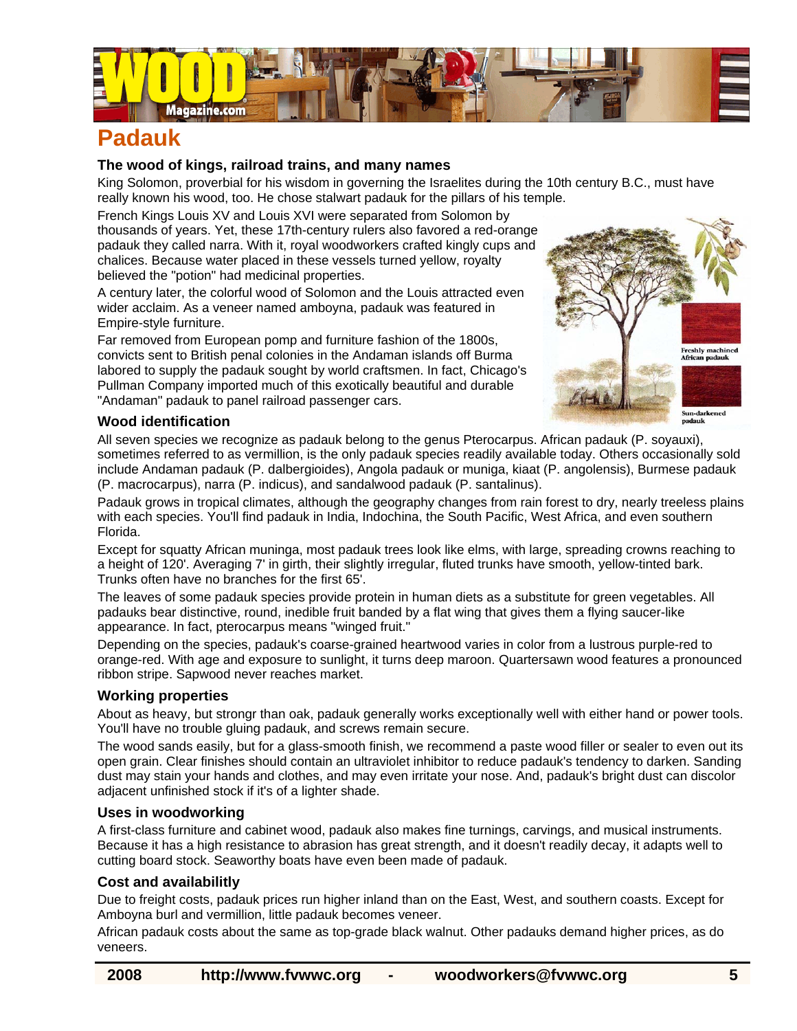# Padauk

### The wood of kings, railroad trains, and many names

King Solomon, proverbial for his wisdom in governing the Israelites during the 10th century B.C., must have really known his wood, too. He chose stalwart padauk for the pillars of his temple.

French Kings Louis XV and Louis XVI were separated from Solomon by thousands of years. Yet, these 17th-century rulers also favored a red-orange padauk they called narra. With it, royal woodworkers crafted kingly cups and chalices. Because water placed in these vessels turned yellow, royalty believed the "potion" had medicinal properties.

A century later, the colorful wood of Solomon and the Louis attracted even wider acclaim. As a veneer named amboyna, padauk was featured in Empire-style furniture.

Far removed from European pomp and furniture fashion of the 1800s, convicts sent to British penal colonies in the Andaman islands off Burma labored to supply the padauk sought by world craftsmen. In fact, Chicago's Pullman Company imported much of this exotically beautiful and durable "Andaman" padauk to panel railroad passenger cars.

Freshly machined African padauk

Sun-darkened padauk

### Wood identification

All seven species we recognize as padauk belong to the genus Pterocarpus. African padauk (P. soyauxi), sometimes referred to as vermillion, is the only padauk species readily available today. Others occasionally sold include Andaman padauk (P. dalbergioides), Angola padauk or muniga, kiaat (P. angolensis), Burmese padauk (P. macrocarpus), narra (P. indicus), and sandalwood padauk (P. santalinus).

Padauk grows in tropical climates, although the geography changes from rain forest to dry, nearly treeless plains with each species. You'll find padauk in India, Indochina, the South Pacific, West Africa, and even southern Florida.

Except for squatty African muninga, most padauk trees look like elms, with large, spreading crowns reaching to a height of 120'. Averaging 7' in girth, their slightly irregular, fluted trunks have smooth, yellow-tinted bark. Trunks often have no branches for the first 65'.

The leaves of some padauk species provide protein in human diets as a substitute for green vegetables. All padauks bear distinctive, round, inedible fruit banded by a flat wing that gives them a flying saucer-like appearance. In fact, pterocarpus means "winged fruit."

Depending on the species, padauk's coarse-grained heartwood varies in color from a lustrous purple-red to orange-red. With age and exposure to sunlight, it turns deep maroon. Quartersawn wood features a pronounced ribbon stripe. Sapwood never reaches market.

### Working properties

About as heavy, but strongr than oak, padauk generally works exceptionally well with either hand or power tools. You'll have no trouble gluing padauk, and screws remain secure.

The wood sands easily, but for a glass-smooth finish, we recommend a paste wood filler or sealer to even out its open grain. Clear finishes should contain an ultraviolet inhibitor to reduce padauk's tendency to darken. Sanding dust may stain your hands and clothes, and may even irritate your nose. And, padauk's bright dust can discolor adjacent unfinished stock if it's of a lighter shade.

### Uses in woodworking

A first-class furniture and cabinet wood, padauk also makes fine turnings, carvings, and musical instruments. Because it has a high resistance to abrasion has great strength, and it doesn't readily decay, it adapts well to cutting board stock. Seaworthy boats have even been made of padauk.

### Cost and availabilitly

Due to freight costs, padauk prices run higher inland than on the East, West, and southern coasts. Except for Amboyna burl and vermillion, little padauk becomes veneer.

African padauk costs about the same as top-grade black walnut. Other padauks demand higher prices, as do veneers.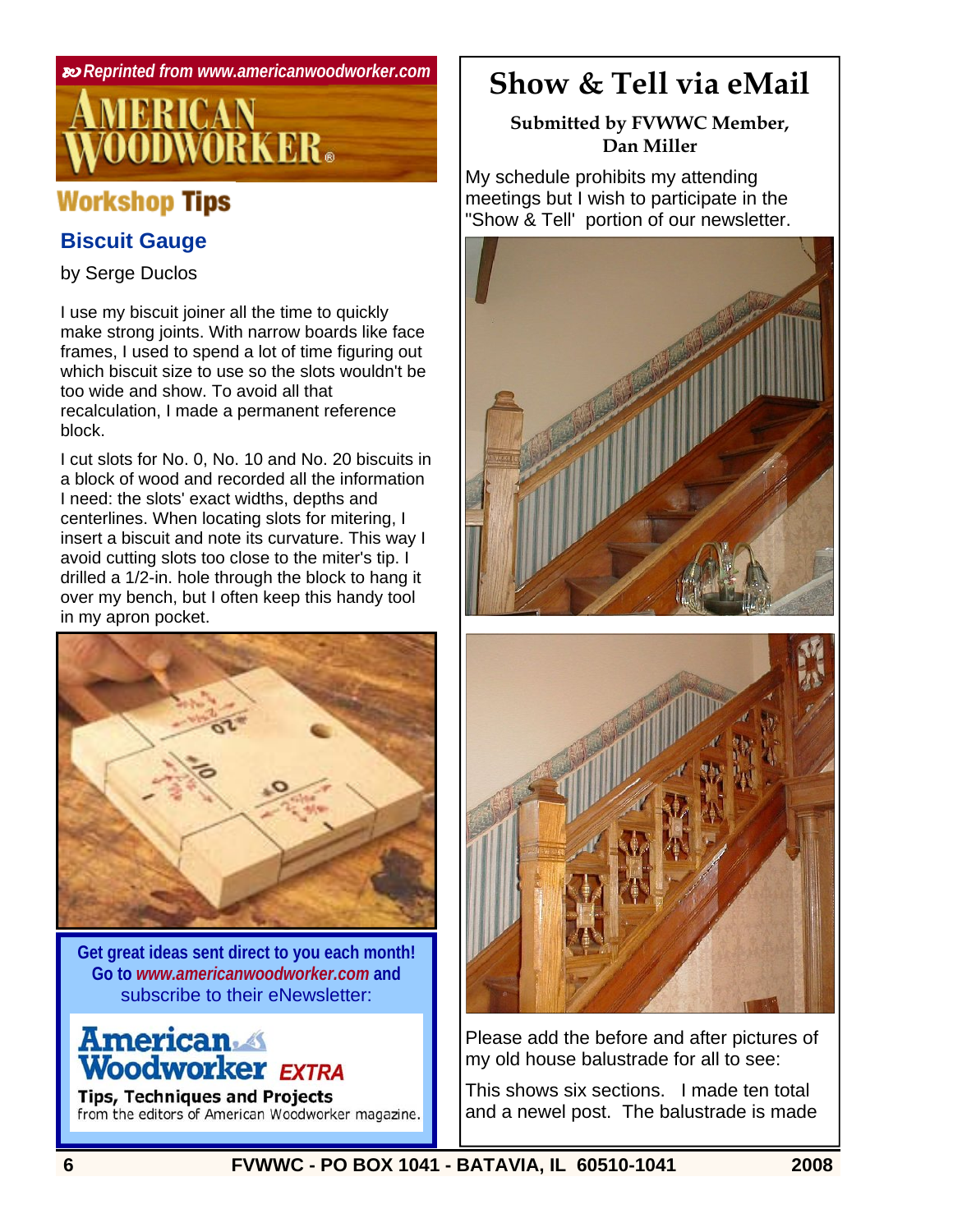*Reprinted from www.americanwoodworker.com*

# AMERICAN WOODWORKER

## Workshop Tips

### Biscuit Gauge

by Serge Duclos

I use my biscuit joiner all the time to quickly make strong joints. With narrow boards like face frames, I used to spend a lot of time figuring out which biscuit size to use so the slots wouldn't be too wide and show. To avoid all that recalculation, I made a permanent reference block.

I cut slots for No. 0, No. 10 and No. 20 biscuits in a block of wood and recorded all the information I need: the slots' exact widths, depths and centerlines. When locating slots for mitering, I insert a biscuit and note its curvature. This way I avoid cutting slots too close to the miter's tip. I drilled a 1/2-in. hole through the block to hang it over my bench, but I often keep this handy tool in my apron pocket.

**Get great ideas sent direct to you each month! Go to *www.americanwoodworker.com* and** subscribe to their eNewsletter:

**American Woodworker *EXTRA***

**Tips, Techniques and Projects**
from the editors of American Woodworker magazine.

# Show & Tell via eMail

**Submitted by FVWWC Member, Dan Miller**

My schedule prohibits my attending meetings but I wish to participate in the "Show & Tell' portion of our newsletter.

Please add the before and after pictures of my old house balustrade for all to see:

This shows six sections. I made ten total and a newel post. The balustrade is made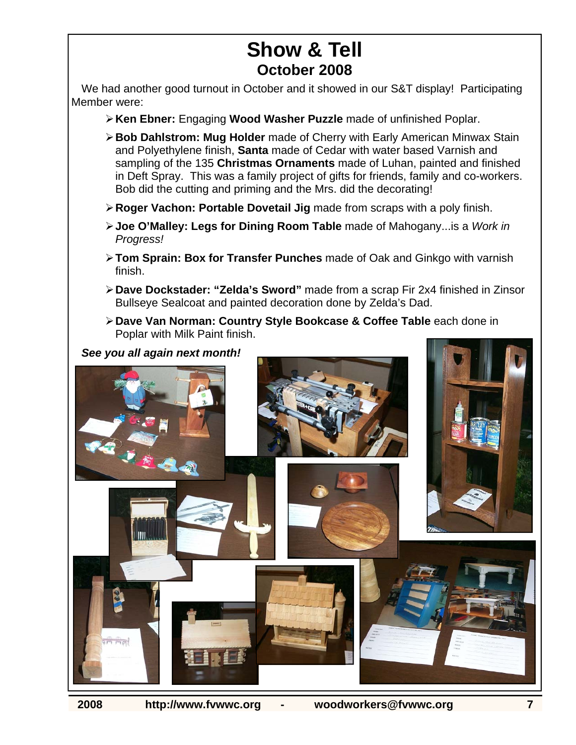# Show & Tell

## October 2008

We had another good turnout in October and it showed in our S&T display! Participating Member were:

- **Ken Ebner:** Engaging **Wood Washer Puzzle** made of unfinished Poplar.
- **Bob Dahlstrom: Mug Holder** made of Cherry with Early American Minwax Stain and Polyethylene finish, **Santa** made of Cedar with water based Varnish and sampling of the 135 **Christmas Ornaments** made of Luhan, painted and finished in Deft Spray. This was a family project of gifts for friends, family and co-workers. Bob did the cutting and priming and the Mrs. did the decorating!
- **Roger Vachon: Portable Dovetail Jig** made from scraps with a poly finish.
- **Joe O'Malley: Legs for Dining Room Table** made of Mahogany...is a *Work in Progress!*
- **Tom Sprain: Box for Transfer Punches** made of Oak and Ginkgo with varnish finish.
- **Dave Dockstader: "Zelda's Sword"** made from a scrap Fir 2x4 finished in Zinsor Bullseye Sealcoat and painted decoration done by Zelda's Dad.
- **Dave Van Norman: Country Style Bookcase & Coffee Table** each done in Poplar with Milk Paint finish.

***See you all again next month!***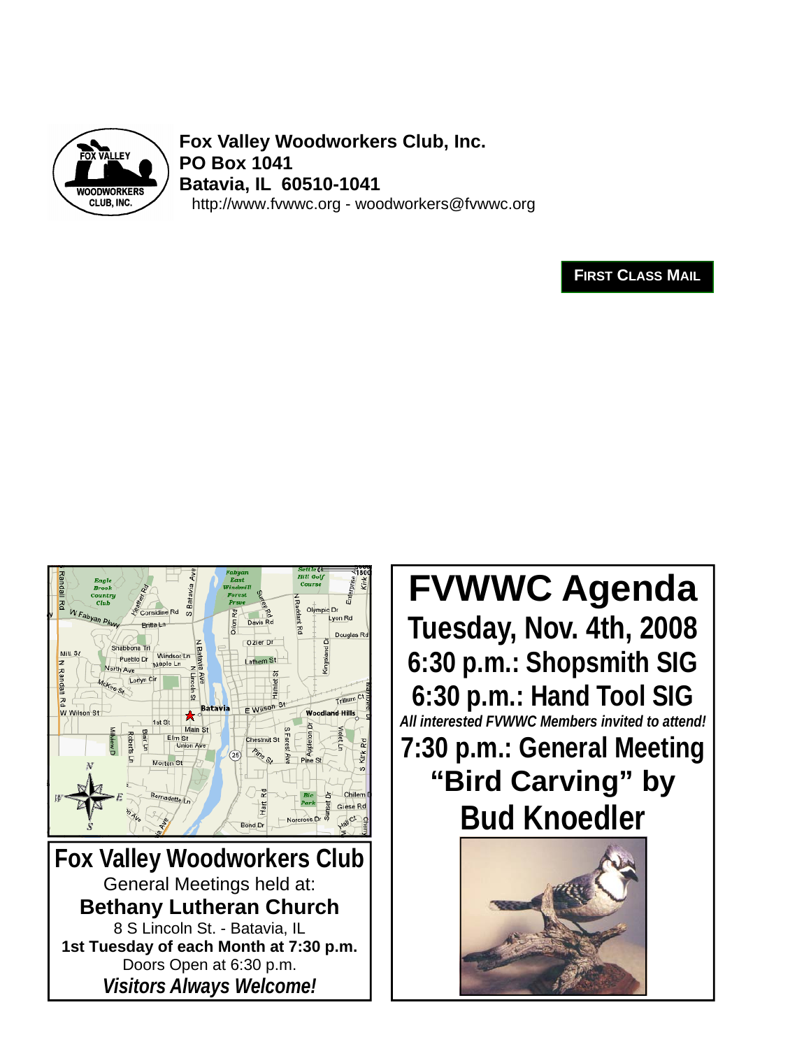**Fox Valley Woodworkers Club, Inc.**
**PO Box 1041**
**Batavia, IL 60510-1041**
http://www.fvwwc.org - woodworkers@fvwwc.org

**FIRST CLASS MAIL**

## Fox Valley Woodworkers Club

General Meetings held at:

**Bethany Lutheran Church**

8 S Lincoln St. - Batavia, IL

**1st Tuesday of each Month at 7:30 p.m.**

Doors Open at 6:30 p.m.

***Visitors Always Welcome!***

# FVWWC Agenda

## Tuesday, Nov. 4th, 2008

## 6:30 p.m.: Shopsmith SIG

## 6:30 p.m.: Hand Tool SIG

***All interested FVWWC Members invited to attend!***

## 7:30 p.m.: General Meeting

## "Bird Carving" by Bud Knoedler